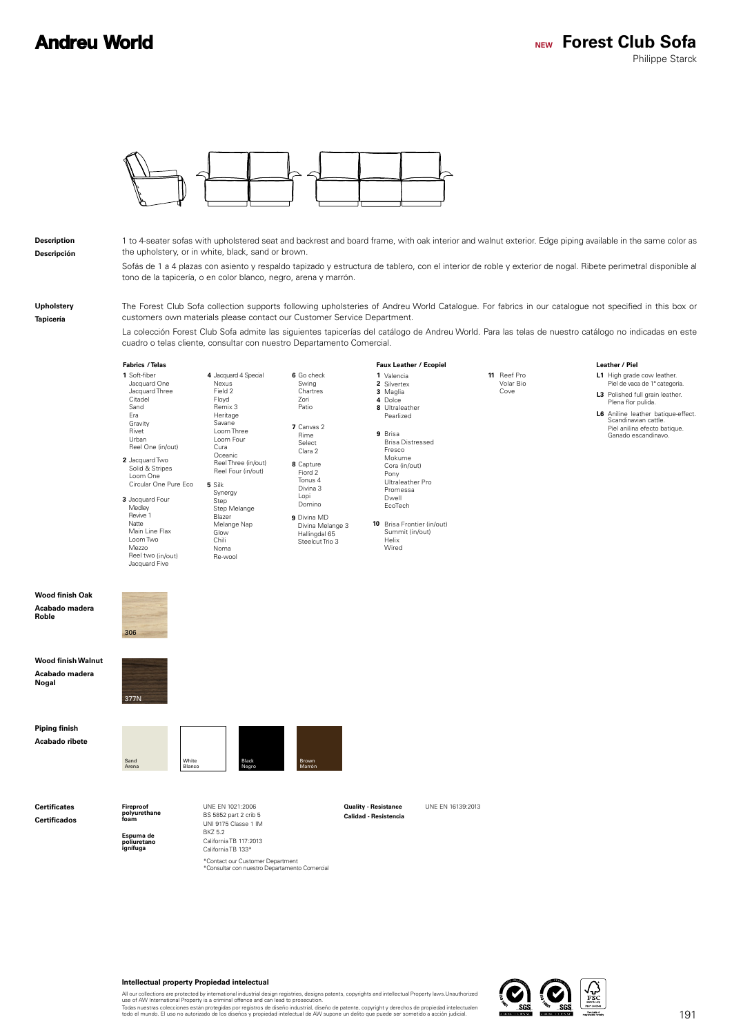# Andreu World

**NEW Forest Club Sofa**

Philippe Starck

**Description**
**Descripción**

1 to 4-seater sofas with upholstered seat and backrest and board frame, with oak interior and walnut exterior. Edge piping available in the same color as the upholstery, or in white, black, sand or brown.

Sofás de 1 a 4 plazas con asiento y respaldo tapizado y estructura de tablero, con el interior de roble y exterior de nogal. Ribete perimetral disponible al tono de la tapicería, o en color blanco, negro, arena y marrón.

**Upholstery**
**Tapicería**

The Forest Club Sofa collection supports following upholsteries of Andreu World Catalogue. For fabrics in our catalogue not specified in this box or customers own materials please contact our Customer Service Department.

La colección Forest Club Sofa admite las siguientes tapicerías del catálogo de Andreu World. Para las telas de nuestro catálogo no indicadas en este cuadro o telas cliente, consultar con nuestro Departamento Comercial.

**Fabrics / Telas**

**1** Soft-fiber, Jacquard One, Jacquard Three, Citadel, Sand, Era, Gravity, Rivet, Urban, Reel One (in/out)

**2** Jacquard Two, Solid & Stripes, Loom One, Circular One Pure Eco

**3** Jacquard Four, Medley, Revive 1, Natte, Main Line Flax, Loom Two, Mezzo, Reel two (in/out), Jacquard Five

**4** Jacquard 4 Special, Nexus, Field 2, Floyd, Remix 3, Heritage, Savane, Loom Three, Loom Four, Cura, Oceanic, Reel Three (in/out), Reel Four (in/out)

**5** Silk, Synergy, Step, Step Melange, Blazer, Melange Nap, Glow, Chili, Noma, Re-wool

**6** Go check, Swing, Chartres, Zori, Patio

**7** Canvas 2, Rime, Select, Clara 2

**8** Capture, Fiord 2, Tonus 4, Divina 3, Lopi, Domino

**9** Divina MD, Divina Melange 3, Hallingdal 65, Steelcut Trio 3

**Faux Leather / Ecopiel**

**1** Valencia
**2** Silvertex
**3** Maglia
**4** Dolce
**8** Ultraleather, Pearlized

**9** Brisa, Brisa Distressed, Fresco, Mokume, Cora (in/out), Pony, Ultraleather Pro, Promessa, Dwell, EcoTech

**10** Brisa Frontier (in/out), Summit (in/out), Helix, Wired

**11** Reef Pro, Volar Bio, Cove

**Leather / Piel**

**L1** High grade cow leather. Piel de vaca de 1ª categoría.

**L3** Polished full grain leather. Plena flor pulida.

**L6** Aniline leather batique-effect. Scandinavian cattle. Piel anilina efecto batique. Ganado escandinavo.

**Wood finish Oak**
**Acabado madera Roble**

306

**Wood finish Walnut**
**Acabado madera Nogal**

377N

**Piping finish**
**Acabado ribete**

Sand / Arena
White / Blanco
Black / Negro
Brown / Marrón

**Certificates**
**Certificados**

**Fireproof polyurethane foam**
**Espuma de poliuretano ignífuga**

UNE EN 1021:2006
BS 5852 part 2 crib 5
UNI 9175 Classe 1 IM
BKZ 5.2
California TB 117:2013
California TB 133*

*Contact our Customer Department
*Consultar con nuestro Departamento Comercial

**Quality - Resistance**
**Calidad - Resistencia**

UNE EN 16139:2013

**Intellectual property Propiedad intelectual**

All our collections are protected by international industrial design registries, designs patents, copyrights and intellectual Property laws.Unauthorized use of AW International Property is a criminal offence and can lead to prosecution.
Todas nuestras colecciones están protegidas por registros de diseño industrial, diseño de patente, copyright y derechos de propiedad intelectualen todo el mundo. El uso no autorizado de los diseños y propiedad intelectual de AW supone un delito que puede ser sometido a acción judicial.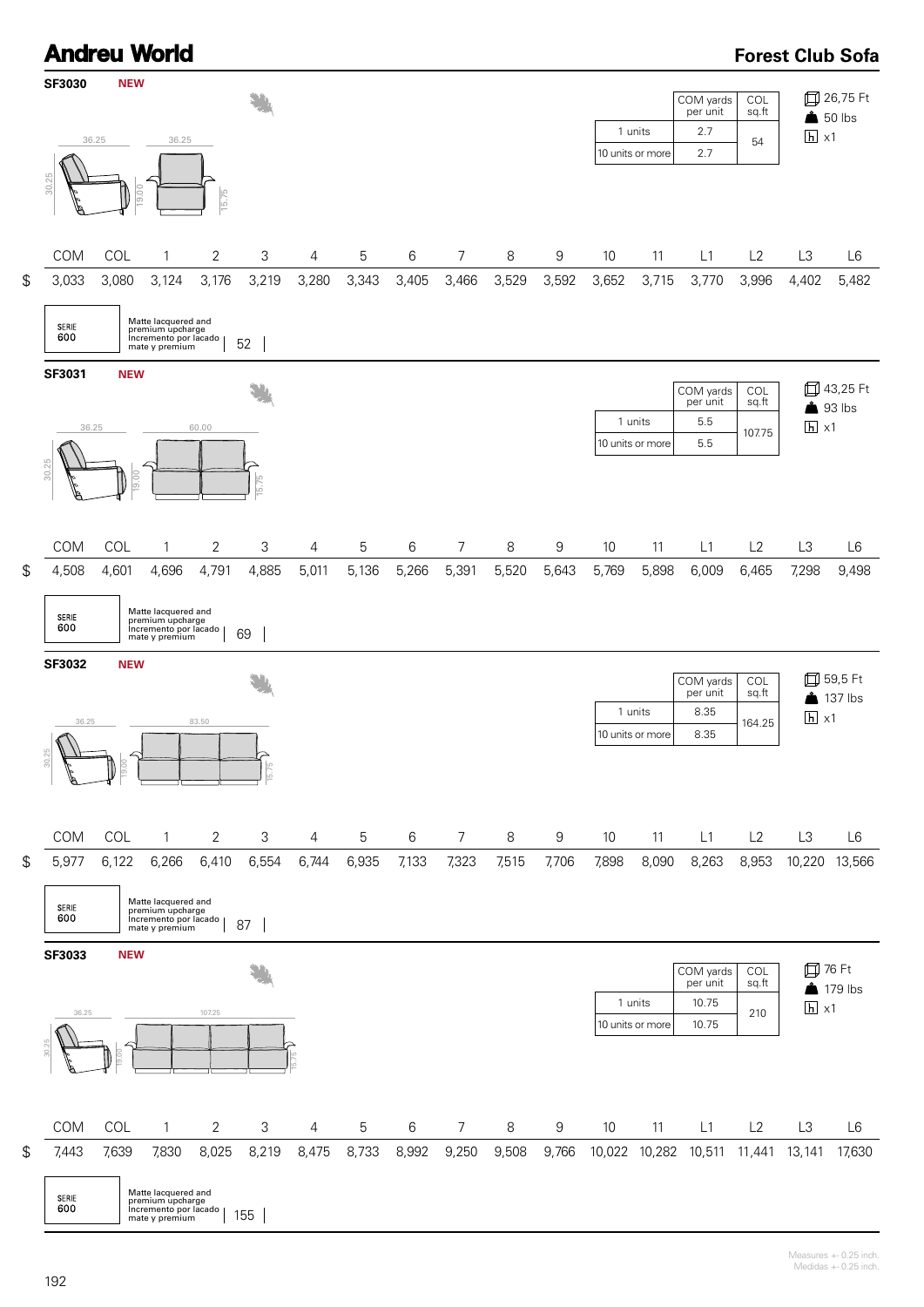# Andreu World

## Forest Club Sofa

### SF3030 NEW

36.25 | 36.25 | 30.25 | 19.00 | 15.75

| | COM yards per unit | COL sq.ft |
|---|---|---|
| 1 units | 2.7 | 54 |
| 10 units or more | 2.7 | |

26,75 Ft
50 lbs
x1

| | COM | COL | 1 | 2 | 3 | 4 | 5 | 6 | 7 | 8 | 9 | 10 | 11 | L1 | L2 | L3 | L6 |
|---|---|---|---|---|---|---|---|---|---|---|---|---|---|---|---|---|---|
| $ | 3,033 | 3,080 | 3,124 | 3,176 | 3,219 | 3,280 | 3,343 | 3,405 | 3,466 | 3,529 | 3,592 | 3,652 | 3,715 | 3,770 | 3,996 | 4,402 | 5,482 |

SERIE 600 | Matte lacquered and premium upcharge Incremento por lacado mate y premium | 52

### SF3031 NEW

36.25 | 60.00 | 30.25 | 19.00 | 15.75

| | COM yards per unit | COL sq.ft |
|---|---|---|
| 1 units | 5.5 | 107.75 |
| 10 units or more | 5.5 | |

43,25 Ft
93 lbs
x1

| | COM | COL | 1 | 2 | 3 | 4 | 5 | 6 | 7 | 8 | 9 | 10 | 11 | L1 | L2 | L3 | L6 |
|---|---|---|---|---|---|---|---|---|---|---|---|---|---|---|---|---|---|
| $ | 4,508 | 4,601 | 4,696 | 4,791 | 4,885 | 5,011 | 5,136 | 5,266 | 5,391 | 5,520 | 5,643 | 5,769 | 5,898 | 6,009 | 6,465 | 7,298 | 9,498 |

SERIE 600 | Matte lacquered and premium upcharge Incremento por lacado mate y premium | 69

### SF3032 NEW

36.25 | 83.50 | 30.25 | 19.00 | 15.75

| | COM yards per unit | COL sq.ft |
|---|---|---|
| 1 units | 8.35 | 164.25 |
| 10 units or more | 8.35 | |

59,5 Ft
137 lbs
x1

| | COM | COL | 1 | 2 | 3 | 4 | 5 | 6 | 7 | 8 | 9 | 10 | 11 | L1 | L2 | L3 | L6 |
|---|---|---|---|---|---|---|---|---|---|---|---|---|---|---|---|---|---|
| $ | 5,977 | 6,122 | 6,266 | 6,410 | 6,554 | 6,744 | 6,935 | 7,133 | 7,323 | 7,515 | 7,706 | 7,898 | 8,090 | 8,263 | 8,953 | 10,220 | 13,566 |

SERIE 600 | Matte lacquered and premium upcharge Incremento por lacado mate y premium | 87

### SF3033 NEW

36.25 | 107.25 | 30.25 | 19.00 | 15.75

| | COM yards per unit | COL sq.ft |
|---|---|---|
| 1 units | 10.75 | 210 |
| 10 units or more | 10.75 | |

76 Ft
179 lbs
x1

| | COM | COL | 1 | 2 | 3 | 4 | 5 | 6 | 7 | 8 | 9 | 10 | 11 | L1 | L2 | L3 | L6 |
|---|---|---|---|---|---|---|---|---|---|---|---|---|---|---|---|---|---|
| $ | 7,443 | 7,639 | 7,830 | 8,025 | 8,219 | 8,475 | 8,733 | 8,992 | 9,250 | 9,508 | 9,766 | 10,022 | 10,282 | 10,511 | 11,441 | 13,141 | 17,630 |

SERIE 600 | Matte lacquered and premium upcharge Incremento por lacado mate y premium | 155

Measures +- 0.25 inch.
Medidas +- 0.25 inch.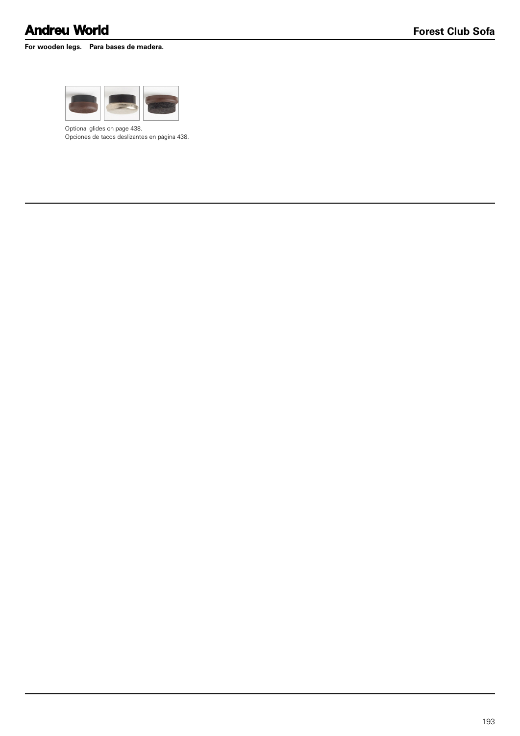**For wooden legs.** **Para bases de madera.**

Optional glides on page 438.
Opciones de tacos deslizantes en página 438.